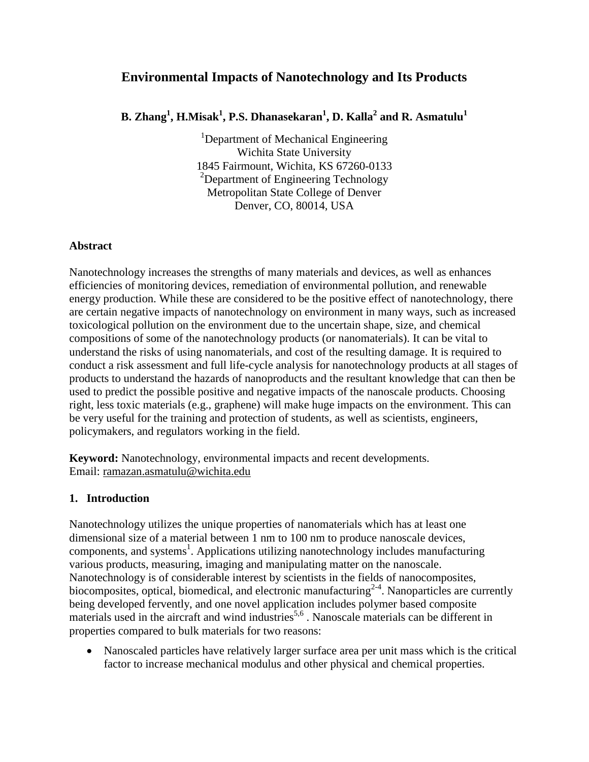# Environmental Impacts of Nanotechnology and Its Products

**B. Zhang[1], H.Misak[1], P.S. Dhanasekaran[1], D. Kalla[2] and R. Asmatulu[1]**

[1]Department of Mechanical Engineering
Wichita State University
1845 Fairmount, Wichita, KS 67260-0133
[2]Department of Engineering Technology
Metropolitan State College of Denver
Denver, CO, 80014, USA

## Abstract

Nanotechnology increases the strengths of many materials and devices, as well as enhances efficiencies of monitoring devices, remediation of environmental pollution, and renewable energy production. While these are considered to be the positive effect of nanotechnology, there are certain negative impacts of nanotechnology on environment in many ways, such as increased toxicological pollution on the environment due to the uncertain shape, size, and chemical compositions of some of the nanotechnology products (or nanomaterials). It can be vital to understand the risks of using nanomaterials, and cost of the resulting damage. It is required to conduct a risk assessment and full life-cycle analysis for nanotechnology products at all stages of products to understand the hazards of nanoproducts and the resultant knowledge that can then be used to predict the possible positive and negative impacts of the nanoscale products. Choosing right, less toxic materials (e.g., graphene) will make huge impacts on the environment. This can be very useful for the training and protection of students, as well as scientists, engineers, policymakers, and regulators working in the field.

**Keyword:** Nanotechnology, environmental impacts and recent developments.
Email: ramazan.asmatulu@wichita.edu

## 1. Introduction

Nanotechnology utilizes the unique properties of nanomaterials which has at least one dimensional size of a material between 1 nm to 100 nm to produce nanoscale devices, components, and systems[1]. Applications utilizing nanotechnology includes manufacturing various products, measuring, imaging and manipulating matter on the nanoscale. Nanotechnology is of considerable interest by scientists in the fields of nanocomposites, biocomposites, optical, biomedical, and electronic manufacturing[2-4]. Nanoparticles are currently being developed fervently, and one novel application includes polymer based composite materials used in the aircraft and wind industries[5,6] . Nanoscale materials can be different in properties compared to bulk materials for two reasons:

- Nanoscaled particles have relatively larger surface area per unit mass which is the critical factor to increase mechanical modulus and other physical and chemical properties.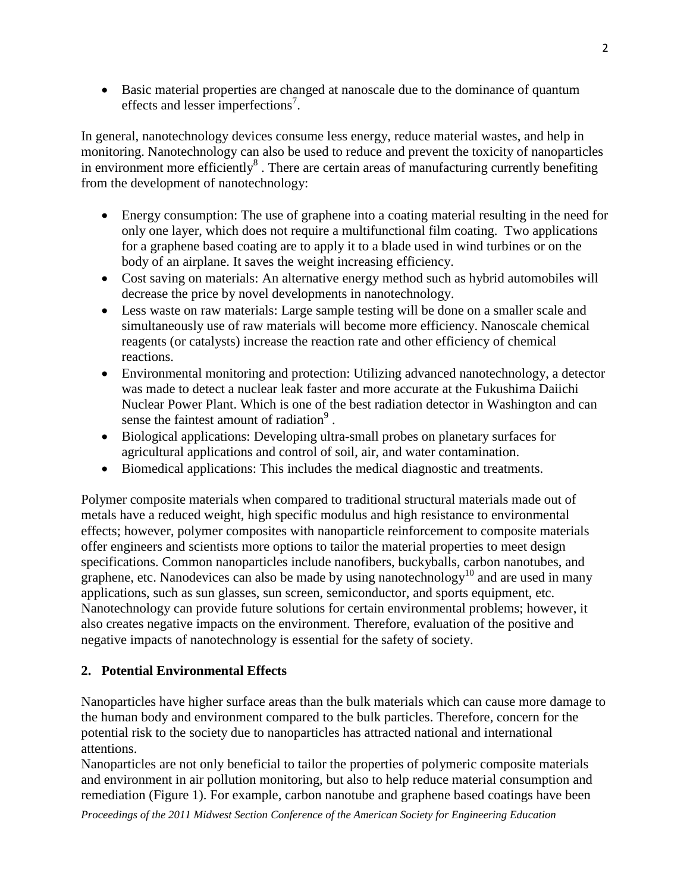- Basic material properties are changed at nanoscale due to the dominance of quantum effects and lesser imperfections[7].

In general, nanotechnology devices consume less energy, reduce material wastes, and help in monitoring. Nanotechnology can also be used to reduce and prevent the toxicity of nanoparticles in environment more efficiently[8] . There are certain areas of manufacturing currently benefiting from the development of nanotechnology:

- Energy consumption: The use of graphene into a coating material resulting in the need for only one layer, which does not require a multifunctional film coating. Two applications for a graphene based coating are to apply it to a blade used in wind turbines or on the body of an airplane. It saves the weight increasing efficiency.
- Cost saving on materials: An alternative energy method such as hybrid automobiles will decrease the price by novel developments in nanotechnology.
- Less waste on raw materials: Large sample testing will be done on a smaller scale and simultaneously use of raw materials will become more efficiency. Nanoscale chemical reagents (or catalysts) increase the reaction rate and other efficiency of chemical reactions.
- Environmental monitoring and protection: Utilizing advanced nanotechnology, a detector was made to detect a nuclear leak faster and more accurate at the Fukushima Daiichi Nuclear Power Plant. Which is one of the best radiation detector in Washington and can sense the faintest amount of radiation[9] .
- Biological applications: Developing ultra-small probes on planetary surfaces for agricultural applications and control of soil, air, and water contamination.
- Biomedical applications: This includes the medical diagnostic and treatments.

Polymer composite materials when compared to traditional structural materials made out of metals have a reduced weight, high specific modulus and high resistance to environmental effects; however, polymer composites with nanoparticle reinforcement to composite materials offer engineers and scientists more options to tailor the material properties to meet design specifications. Common nanoparticles include nanofibers, buckyballs, carbon nanotubes, and graphene, etc. Nanodevices can also be made by using nanotechnology[10] and are used in many applications, such as sun glasses, sun screen, semiconductor, and sports equipment, etc. Nanotechnology can provide future solutions for certain environmental problems; however, it also creates negative impacts on the environment. Therefore, evaluation of the positive and negative impacts of nanotechnology is essential for the safety of society.

## 2. Potential Environmental Effects

Nanoparticles have higher surface areas than the bulk materials which can cause more damage to the human body and environment compared to the bulk particles. Therefore, concern for the potential risk to the society due to nanoparticles has attracted national and international attentions.

Nanoparticles are not only beneficial to tailor the properties of polymeric composite materials and environment in air pollution monitoring, but also to help reduce material consumption and remediation (Figure 1). For example, carbon nanotube and graphene based coatings have been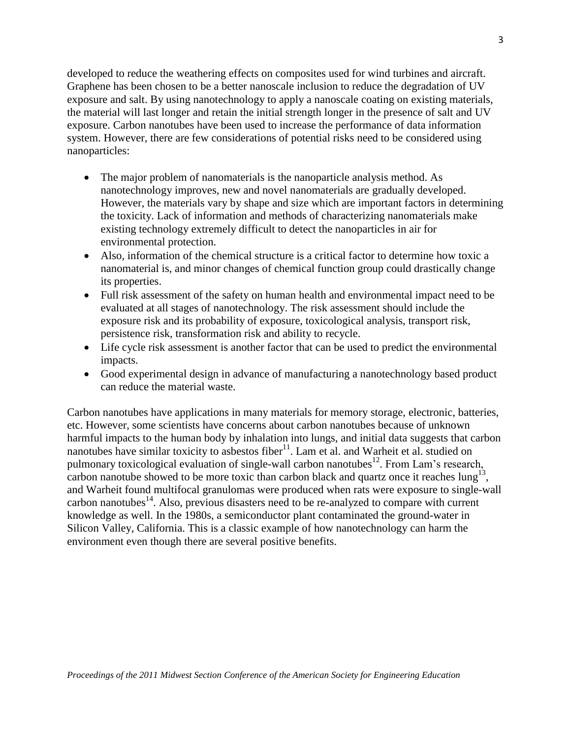developed to reduce the weathering effects on composites used for wind turbines and aircraft. Graphene has been chosen to be a better nanoscale inclusion to reduce the degradation of UV exposure and salt. By using nanotechnology to apply a nanoscale coating on existing materials, the material will last longer and retain the initial strength longer in the presence of salt and UV exposure. Carbon nanotubes have been used to increase the performance of data information system. However, there are few considerations of potential risks need to be considered using nanoparticles:

- The major problem of nanomaterials is the nanoparticle analysis method. As nanotechnology improves, new and novel nanomaterials are gradually developed. However, the materials vary by shape and size which are important factors in determining the toxicity. Lack of information and methods of characterizing nanomaterials make existing technology extremely difficult to detect the nanoparticles in air for environmental protection.
- Also, information of the chemical structure is a critical factor to determine how toxic a nanomaterial is, and minor changes of chemical function group could drastically change its properties.
- Full risk assessment of the safety on human health and environmental impact need to be evaluated at all stages of nanotechnology. The risk assessment should include the exposure risk and its probability of exposure, toxicological analysis, transport risk, persistence risk, transformation risk and ability to recycle.
- Life cycle risk assessment is another factor that can be used to predict the environmental impacts.
- Good experimental design in advance of manufacturing a nanotechnology based product can reduce the material waste.

Carbon nanotubes have applications in many materials for memory storage, electronic, batteries, etc. However, some scientists have concerns about carbon nanotubes because of unknown harmful impacts to the human body by inhalation into lungs, and initial data suggests that carbon nanotubes have similar toxicity to asbestos fiber[11]. Lam et al. and Warheit et al. studied on pulmonary toxicological evaluation of single-wall carbon nanotubes[12]. From Lam's research, carbon nanotube showed to be more toxic than carbon black and quartz once it reaches lung[13], and Warheit found multifocal granulomas were produced when rats were exposure to single-wall carbon nanotubes[14]. Also, previous disasters need to be re-analyzed to compare with current knowledge as well. In the 1980s, a semiconductor plant contaminated the ground-water in Silicon Valley, California. This is a classic example of how nanotechnology can harm the environment even though there are several positive benefits.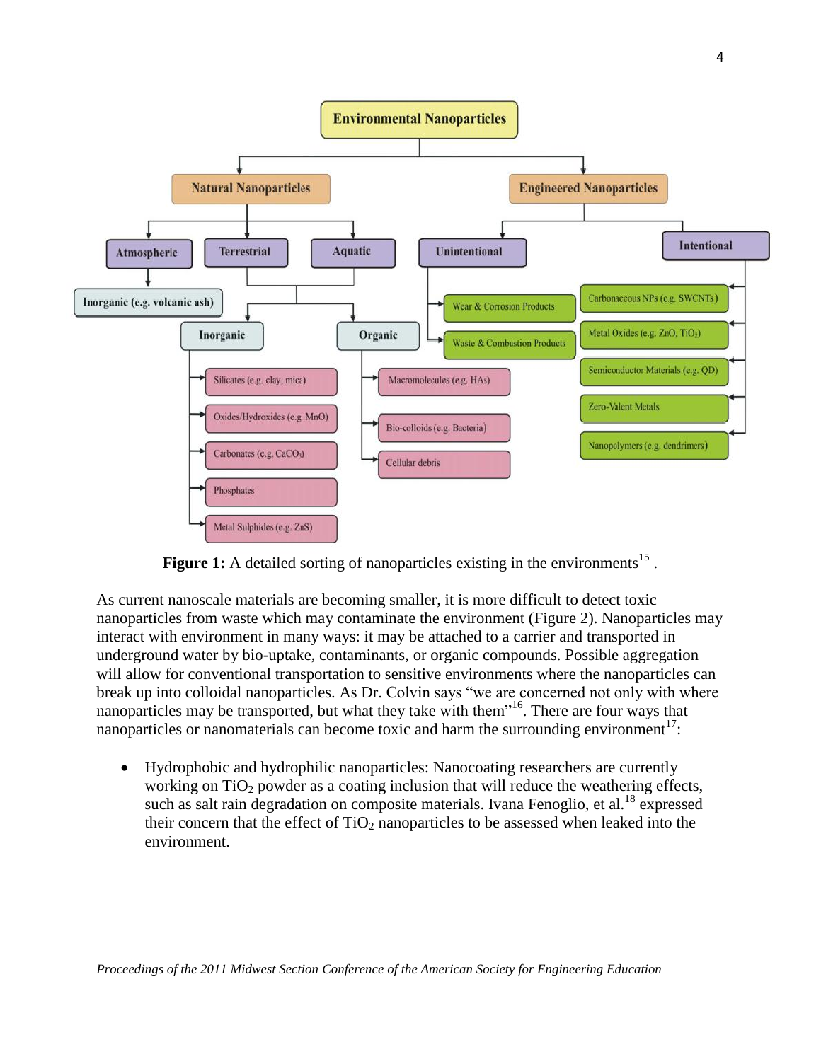**Figure 1:** A detailed sorting of nanoparticles existing in the environments[15] .

As current nanoscale materials are becoming smaller, it is more difficult to detect toxic nanoparticles from waste which may contaminate the environment (Figure 2). Nanoparticles may interact with environment in many ways: it may be attached to a carrier and transported in underground water by bio-uptake, contaminants, or organic compounds. Possible aggregation will allow for conventional transportation to sensitive environments where the nanoparticles can break up into colloidal nanoparticles. As Dr. Colvin says "we are concerned not only with where nanoparticles may be transported, but what they take with them"[16]. There are four ways that nanoparticles or nanomaterials can become toxic and harm the surrounding environment[17]:

- Hydrophobic and hydrophilic nanoparticles: Nanocoating researchers are currently working on $TiO_2$ powder as a coating inclusion that will reduce the weathering effects, such as salt rain degradation on composite materials. Ivana Fenoglio, et al.[18] expressed their concern that the effect of $TiO_2$ nanoparticles to be assessed when leaked into the environment.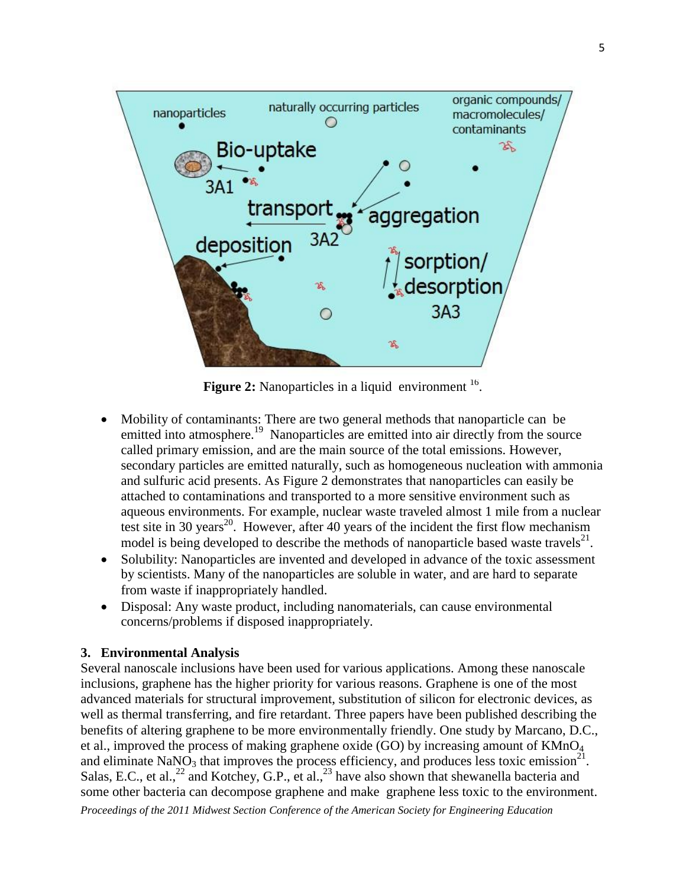**Figure 2:** Nanoparticles in a liquid environment [16].

- Mobility of contaminants: There are two general methods that nanoparticle can be emitted into atmosphere.[19] Nanoparticles are emitted into air directly from the source called primary emission, and are the main source of the total emissions. However, secondary particles are emitted naturally, such as homogeneous nucleation with ammonia and sulfuric acid presents. As Figure 2 demonstrates that nanoparticles can easily be attached to contaminations and transported to a more sensitive environment such as aqueous environments. For example, nuclear waste traveled almost 1 mile from a nuclear test site in 30 years[20]. However, after 40 years of the incident the first flow mechanism model is being developed to describe the methods of nanoparticle based waste travels[21].
- Solubility: Nanoparticles are invented and developed in advance of the toxic assessment by scientists. Many of the nanoparticles are soluble in water, and are hard to separate from waste if inappropriately handled.
- Disposal: Any waste product, including nanomaterials, can cause environmental concerns/problems if disposed inappropriately.

### 3. Environmental Analysis

Several nanoscale inclusions have been used for various applications. Among these nanoscale inclusions, graphene has the higher priority for various reasons. Graphene is one of the most advanced materials for structural improvement, substitution of silicon for electronic devices, as well as thermal transferring, and fire retardant. Three papers have been published describing the benefits of altering graphene to be more environmentally friendly. One study by Marcano, D.C., et al., improved the process of making graphene oxide (GO) by increasing amount of $KMnO_4$ and eliminate $NaNO_3$ that improves the process efficiency, and produces less toxic emission[21]. Salas, E.C., et al.,[22] and Kotchey, G.P., et al.,[23] have also shown that shewanella bacteria and some other bacteria can decompose graphene and make graphene less toxic to the environment.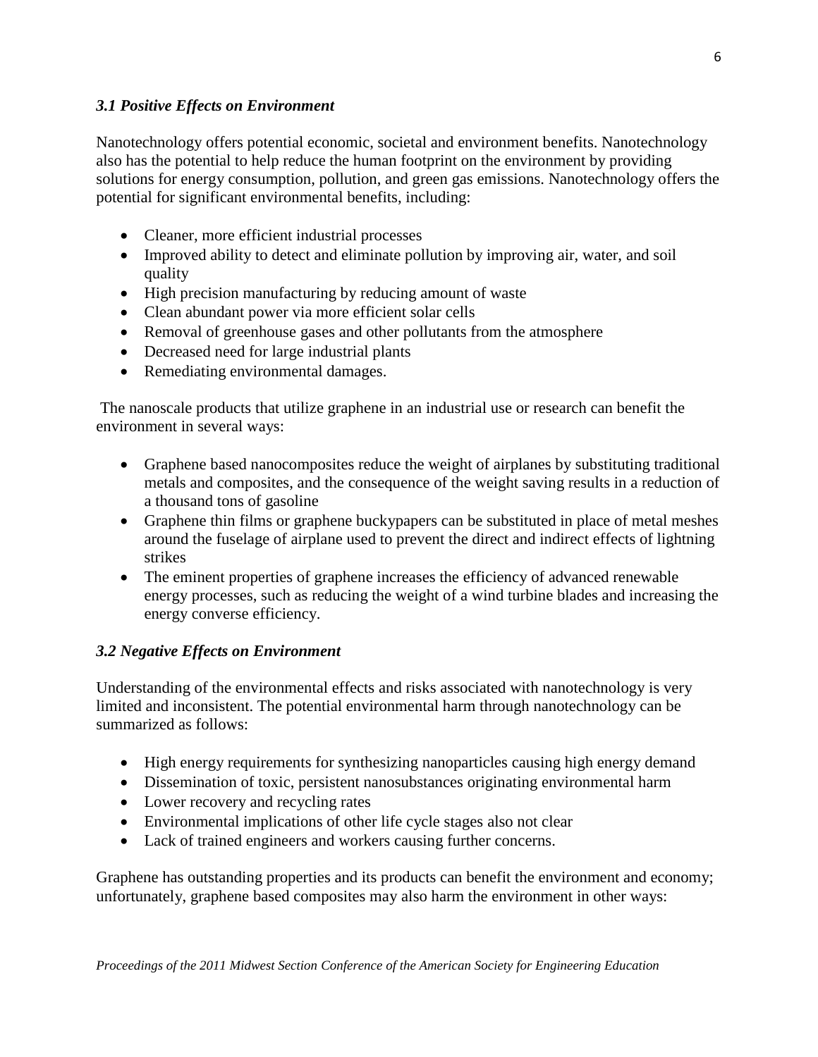### *3.1 Positive Effects on Environment*

Nanotechnology offers potential economic, societal and environment benefits. Nanotechnology also has the potential to help reduce the human footprint on the environment by providing solutions for energy consumption, pollution, and green gas emissions. Nanotechnology offers the potential for significant environmental benefits, including:

- Cleaner, more efficient industrial processes
- Improved ability to detect and eliminate pollution by improving air, water, and soil quality
- High precision manufacturing by reducing amount of waste
- Clean abundant power via more efficient solar cells
- Removal of greenhouse gases and other pollutants from the atmosphere
- Decreased need for large industrial plants
- Remediating environmental damages.

The nanoscale products that utilize graphene in an industrial use or research can benefit the environment in several ways:

- Graphene based nanocomposites reduce the weight of airplanes by substituting traditional metals and composites, and the consequence of the weight saving results in a reduction of a thousand tons of gasoline
- Graphene thin films or graphene buckypapers can be substituted in place of metal meshes around the fuselage of airplane used to prevent the direct and indirect effects of lightning strikes
- The eminent properties of graphene increases the efficiency of advanced renewable energy processes, such as reducing the weight of a wind turbine blades and increasing the energy converse efficiency.

### *3.2 Negative Effects on Environment*

Understanding of the environmental effects and risks associated with nanotechnology is very limited and inconsistent. The potential environmental harm through nanotechnology can be summarized as follows:

- High energy requirements for synthesizing nanoparticles causing high energy demand
- Dissemination of toxic, persistent nanosubstances originating environmental harm
- Lower recovery and recycling rates
- Environmental implications of other life cycle stages also not clear
- Lack of trained engineers and workers causing further concerns.

Graphene has outstanding properties and its products can benefit the environment and economy; unfortunately, graphene based composites may also harm the environment in other ways: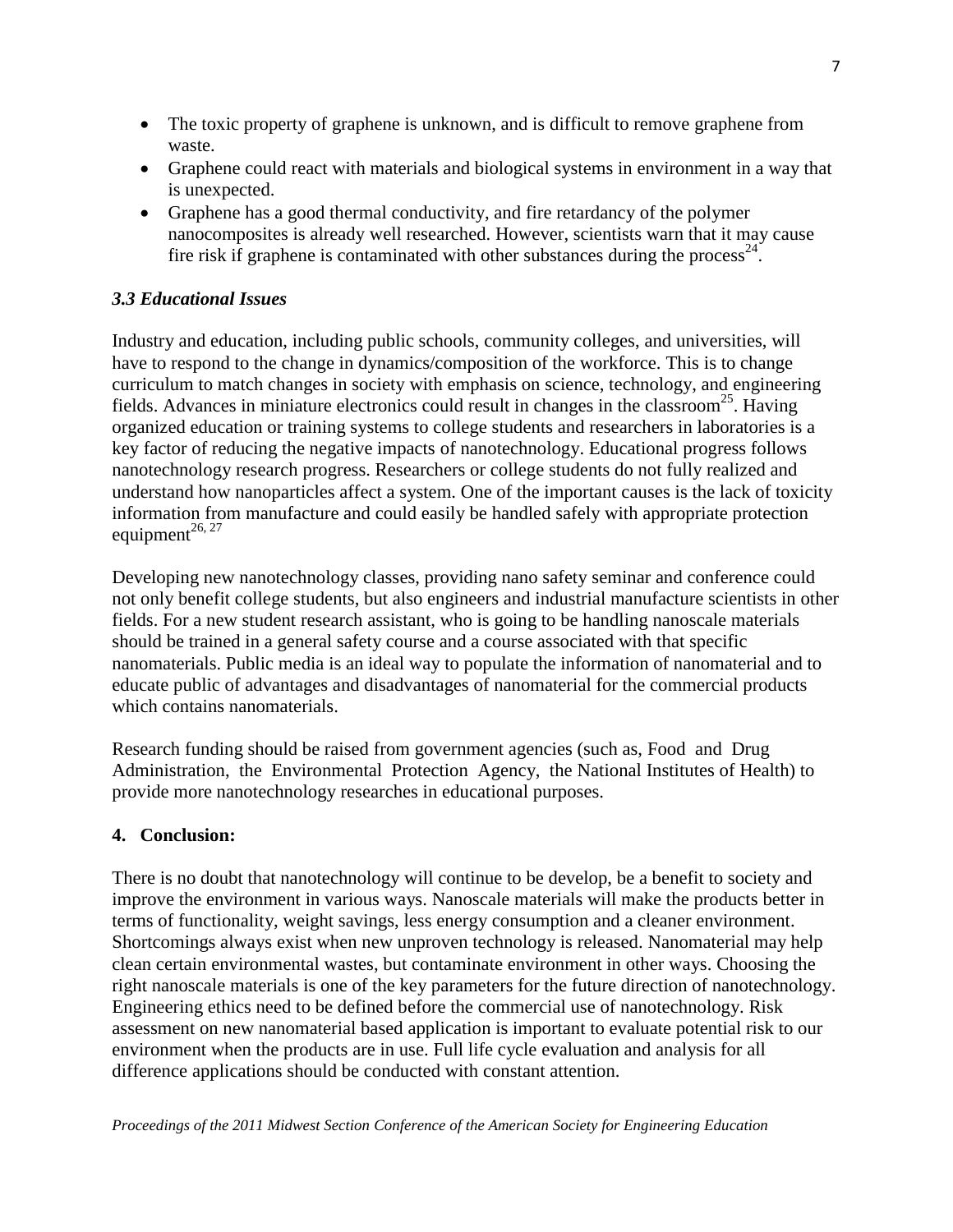- The toxic property of graphene is unknown, and is difficult to remove graphene from waste.
- Graphene could react with materials and biological systems in environment in a way that is unexpected.
- Graphene has a good thermal conductivity, and fire retardancy of the polymer nanocomposites is already well researched. However, scientists warn that it may cause fire risk if graphene is contaminated with other substances during the process[24].

### *3.3 Educational Issues*

Industry and education, including public schools, community colleges, and universities, will have to respond to the change in dynamics/composition of the workforce. This is to change curriculum to match changes in society with emphasis on science, technology, and engineering fields. Advances in miniature electronics could result in changes in the classroom[25]. Having organized education or training systems to college students and researchers in laboratories is a key factor of reducing the negative impacts of nanotechnology. Educational progress follows nanotechnology research progress. Researchers or college students do not fully realized and understand how nanoparticles affect a system. One of the important causes is the lack of toxicity information from manufacture and could easily be handled safely with appropriate protection equipment[26, 27]

Developing new nanotechnology classes, providing nano safety seminar and conference could not only benefit college students, but also engineers and industrial manufacture scientists in other fields. For a new student research assistant, who is going to be handling nanoscale materials should be trained in a general safety course and a course associated with that specific nanomaterials. Public media is an ideal way to populate the information of nanomaterial and to educate public of advantages and disadvantages of nanomaterial for the commercial products which contains nanomaterials.

Research funding should be raised from government agencies (such as, Food and Drug Administration, the Environmental Protection Agency, the National Institutes of Health) to provide more nanotechnology researches in educational purposes.

## 4. Conclusion:

There is no doubt that nanotechnology will continue to be develop, be a benefit to society and improve the environment in various ways. Nanoscale materials will make the products better in terms of functionality, weight savings, less energy consumption and a cleaner environment. Shortcomings always exist when new unproven technology is released. Nanomaterial may help clean certain environmental wastes, but contaminate environment in other ways. Choosing the right nanoscale materials is one of the key parameters for the future direction of nanotechnology. Engineering ethics need to be defined before the commercial use of nanotechnology. Risk assessment on new nanomaterial based application is important to evaluate potential risk to our environment when the products are in use. Full life cycle evaluation and analysis for all difference applications should be conducted with constant attention.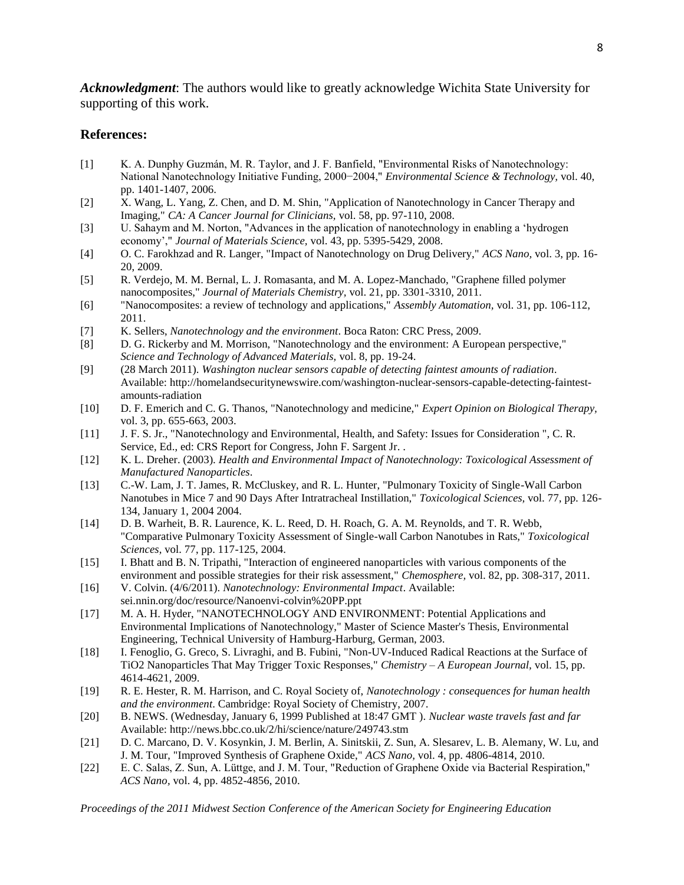***Acknowledgment***: The authors would like to greatly acknowledge Wichita State University for supporting of this work.

## References:

[1] K. A. Dunphy Guzmán, M. R. Taylor, and J. F. Banfield, "Environmental Risks of Nanotechnology: National Nanotechnology Initiative Funding, 2000−2004," *Environmental Science & Technology,* vol. 40, pp. 1401-1407, 2006.

[2] X. Wang, L. Yang, Z. Chen, and D. M. Shin, "Application of Nanotechnology in Cancer Therapy and Imaging," *CA: A Cancer Journal for Clinicians,* vol. 58, pp. 97-110, 2008.

[3] U. Sahaym and M. Norton, "Advances in the application of nanotechnology in enabling a 'hydrogen economy'," *Journal of Materials Science,* vol. 43, pp. 5395-5429, 2008.

[4] O. C. Farokhzad and R. Langer, "Impact of Nanotechnology on Drug Delivery," *ACS Nano,* vol. 3, pp. 16-20, 2009.

[5] R. Verdejo, M. M. Bernal, L. J. Romasanta, and M. A. Lopez-Manchado, "Graphene filled polymer nanocomposites," *Journal of Materials Chemistry,* vol. 21, pp. 3301-3310, 2011.

[6] "Nanocomposites: a review of technology and applications," *Assembly Automation,* vol. 31, pp. 106-112, 2011.

[7] K. Sellers, *Nanotechnology and the environment*. Boca Raton: CRC Press, 2009.

[8] D. G. Rickerby and M. Morrison, "Nanotechnology and the environment: A European perspective," *Science and Technology of Advanced Materials,* vol. 8, pp. 19-24.

[9] (28 March 2011). *Washington nuclear sensors capable of detecting faintest amounts of radiation*. Available: http://homelandsecuritynewswire.com/washington-nuclear-sensors-capable-detecting-faintest-amounts-radiation

[10] D. F. Emerich and C. G. Thanos, "Nanotechnology and medicine," *Expert Opinion on Biological Therapy,* vol. 3, pp. 655-663, 2003.

[11] J. F. S. Jr., "Nanotechnology and Environmental, Health, and Safety: Issues for Consideration ", C. R. Service, Ed., ed: CRS Report for Congress, John F. Sargent Jr. .

[12] K. L. Dreher. (2003). *Health and Environmental Impact of Nanotechnology: Toxicological Assessment of Manufactured Nanoparticles*.

[13] C.-W. Lam, J. T. James, R. McCluskey, and R. L. Hunter, "Pulmonary Toxicity of Single-Wall Carbon Nanotubes in Mice 7 and 90 Days After Intratracheal Instillation," *Toxicological Sciences,* vol. 77, pp. 126-134, January 1, 2004 2004.

[14] D. B. Warheit, B. R. Laurence, K. L. Reed, D. H. Roach, G. A. M. Reynolds, and T. R. Webb, "Comparative Pulmonary Toxicity Assessment of Single-wall Carbon Nanotubes in Rats," *Toxicological Sciences,* vol. 77, pp. 117-125, 2004.

[15] I. Bhatt and B. N. Tripathi, "Interaction of engineered nanoparticles with various components of the environment and possible strategies for their risk assessment," *Chemosphere,* vol. 82, pp. 308-317, 2011.

[16] V. Colvin. (4/6/2011). *Nanotechnology: Environmental Impact*. Available: sei.nnin.org/doc/resource/Nanoenvi-colvin%20PP.ppt

[17] M. A. H. Hyder, "NANOTECHNOLOGY AND ENVIRONMENT: Potential Applications and Environmental Implications of Nanotechnology," Master of Science Master's Thesis, Environmental Engineering, Technical University of Hamburg-Harburg, German, 2003.

[18] I. Fenoglio, G. Greco, S. Livraghi, and B. Fubini, "Non-UV-Induced Radical Reactions at the Surface of TiO2 Nanoparticles That May Trigger Toxic Responses," *Chemistry – A European Journal,* vol. 15, pp. 4614-4621, 2009.

[19] R. E. Hester, R. M. Harrison, and C. Royal Society of, *Nanotechnology : consequences for human health and the environment*. Cambridge: Royal Society of Chemistry, 2007.

[20] B. NEWS. (Wednesday, January 6, 1999 Published at 18:47 GMT ). *Nuclear waste travels fast and far* Available: http://news.bbc.co.uk/2/hi/science/nature/249743.stm

[21] D. C. Marcano, D. V. Kosynkin, J. M. Berlin, A. Sinitskii, Z. Sun, A. Slesarev, L. B. Alemany, W. Lu, and J. M. Tour, "Improved Synthesis of Graphene Oxide," *ACS Nano,* vol. 4, pp. 4806-4814, 2010.

[22] E. C. Salas, Z. Sun, A. Lüttge, and J. M. Tour, "Reduction of Graphene Oxide via Bacterial Respiration," *ACS Nano,* vol. 4, pp. 4852-4856, 2010.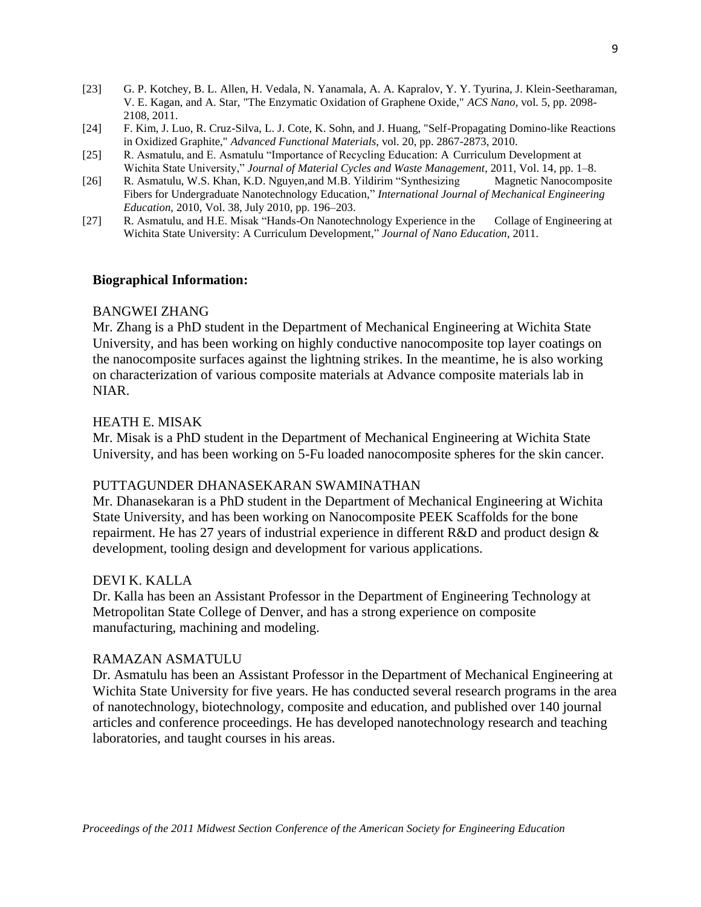[23] G. P. Kotchey, B. L. Allen, H. Vedala, N. Yanamala, A. A. Kapralov, Y. Y. Tyurina, J. Klein-Seetharaman, V. E. Kagan, and A. Star, "The Enzymatic Oxidation of Graphene Oxide," *ACS Nano*, vol. 5, pp. 2098-2108, 2011.

[24] F. Kim, J. Luo, R. Cruz-Silva, L. J. Cote, K. Sohn, and J. Huang, "Self-Propagating Domino-like Reactions in Oxidized Graphite," *Advanced Functional Materials*, vol. 20, pp. 2867-2873, 2010.

[25] R. Asmatulu, and E. Asmatulu "Importance of Recycling Education: A Curriculum Development at Wichita State University," *Journal of Material Cycles and Waste Management*, 2011, Vol. 14, pp. 1–8.

[26] R. Asmatulu, W.S. Khan, K.D. Nguyen,and M.B. Yildirim "Synthesizing Magnetic Nanocomposite Fibers for Undergraduate Nanotechnology Education," *International Journal of Mechanical Engineering Education*, 2010, Vol. 38, July 2010, pp. 196–203.

[27] R. Asmatulu, and H.E. Misak "Hands-On Nanotechnology Experience in the Collage of Engineering at Wichita State University: A Curriculum Development," *Journal of Nano Education*, 2011.

**Biographical Information:**

BANGWEI ZHANG

Mr. Zhang is a PhD student in the Department of Mechanical Engineering at Wichita State University, and has been working on highly conductive nanocomposite top layer coatings on the nanocomposite surfaces against the lightning strikes. In the meantime, he is also working on characterization of various composite materials at Advance composite materials lab in NIAR.

HEATH E. MISAK

Mr. Misak is a PhD student in the Department of Mechanical Engineering at Wichita State University, and has been working on 5-Fu loaded nanocomposite spheres for the skin cancer.

PUTTAGUNDER DHANASEKARAN SWAMINATHAN

Mr. Dhanasekaran is a PhD student in the Department of Mechanical Engineering at Wichita State University, and has been working on Nanocomposite PEEK Scaffolds for the bone repairment. He has 27 years of industrial experience in different R&D and product design & development, tooling design and development for various applications.

DEVI K. KALLA

Dr. Kalla has been an Assistant Professor in the Department of Engineering Technology at Metropolitan State College of Denver, and has a strong experience on composite manufacturing, machining and modeling.

RAMAZAN ASMATULU

Dr. Asmatulu has been an Assistant Professor in the Department of Mechanical Engineering at Wichita State University for five years. He has conducted several research programs in the area of nanotechnology, biotechnology, composite and education, and published over 140 journal articles and conference proceedings. He has developed nanotechnology research and teaching laboratories, and taught courses in his areas.